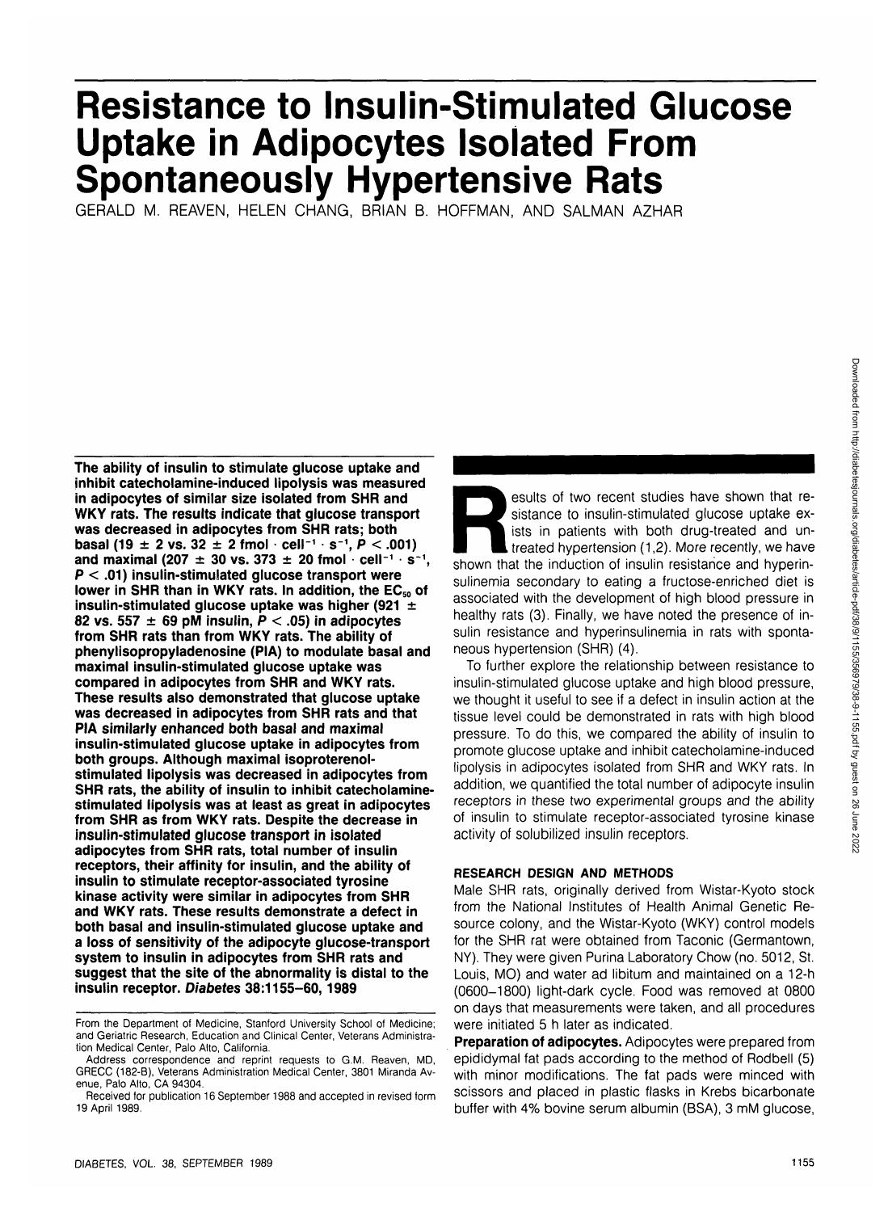# Resistance to Insulin-Stimulated Glucose Uptake in Adipocytes Isolated From Spontaneously Hypertensive Rats

GERALD M. REAVEN, HELEN CHANG, BRIAN B. HOFFMAN, AND SALMAN AZHAR

**The ability of insulin to stimulate glucose uptake and inhibit catecholamine-induced lipolysis was measured in adipocytes of similar size isolated from SHR and WKY rats. The results indicate that glucose transport was decreased in adipocytes from SHR rats; both basal (19 ± 2 vs. 32 ± 2 fmol · cell$^{-1}$ · s$^{-1}$, $P < .001$) and maximal (207 ± 30 vs. 373 ± 20 fmol · cell$^{-1}$ · s$^{-1}$, $P < .01$) insulin-stimulated glucose transport were lower in SHR than in WKY rats. In addition, the $EC_{50}$ of insulin-stimulated glucose uptake was higher (921 ± 82 vs. 557 ± 69 pM insulin, $P < .05$) in adipocytes from SHR rats than from WKY rats. The ability of phenylisopropyladenosine (PIA) to modulate basal and maximal insulin-stimulated glucose uptake was compared in adipocytes from SHR and WKY rats. These results also demonstrated that glucose uptake was decreased in adipocytes from SHR rats and that PIA similarly enhanced both basal and maximal insulin-stimulated glucose uptake in adipocytes from both groups. Although maximal isoproterenol-stimulated lipolysis was decreased in adipocytes from SHR rats, the ability of insulin to inhibit catecholamine-stimulated lipolysis was at least as great in adipocytes from SHR as from WKY rats. Despite the decrease in insulin-stimulated glucose transport in isolated adipocytes from SHR rats, total number of insulin receptors, their affinity for insulin, and the ability of insulin to stimulate receptor-associated tyrosine kinase activity were similar in adipocytes from SHR and WKY rats. These results demonstrate a defect in both basal and insulin-stimulated glucose uptake and a loss of sensitivity of the adipocyte glucose-transport system to insulin in adipocytes from SHR rats and suggest that the site of the abnormality is distal to the insulin receptor.** *Diabetes* **38:1155–60, 1989**

From the Department of Medicine, Stanford University School of Medicine; and Geriatric Research, Education and Clinical Center, Veterans Administration Medical Center, Palo Alto, California.

Address correspondence and reprint requests to G.M. Reaven, MD, GRECC (182-B), Veterans Administration Medical Center, 3801 Miranda Avenue, Palo Alto, CA 94304.

Received for publication 16 September 1988 and accepted in revised form 19 April 1989.

Results of two recent studies have shown that resistance to insulin-stimulated glucose uptake exists in patients with both drug-treated and untreated hypertension (1,2). More recently, we have shown that the induction of insulin resistance and hyperinsulinemia secondary to eating a fructose-enriched diet is associated with the development of high blood pressure in healthy rats (3). Finally, we have noted the presence of insulin resistance and hyperinsulinemia in rats with spontaneous hypertension (SHR) (4).

To further explore the relationship between resistance to insulin-stimulated glucose uptake and high blood pressure, we thought it useful to see if a defect in insulin action at the tissue level could be demonstrated in rats with high blood pressure. To do this, we compared the ability of insulin to promote glucose uptake and inhibit catecholamine-induced lipolysis in adipocytes isolated from SHR and WKY rats. In addition, we quantified the total number of adipocyte insulin receptors in these two experimental groups and the ability of insulin to stimulate receptor-associated tyrosine kinase activity of solubilized insulin receptors.

## RESEARCH DESIGN AND METHODS

Male SHR rats, originally derived from Wistar-Kyoto stock from the National Institutes of Health Animal Genetic Resource colony, and the Wistar-Kyoto (WKY) control models for the SHR rat were obtained from Taconic (Germantown, NY). They were given Purina Laboratory Chow (no. 5012, St. Louis, MO) and water ad libitum and maintained on a 12-h (0600–1800) light-dark cycle. Food was removed at 0800 on days that measurements were taken, and all procedures were initiated 5 h later as indicated.

**Preparation of adipocytes.** Adipocytes were prepared from epididymal fat pads according to the method of Rodbell (5) with minor modifications. The fat pads were minced with scissors and placed in plastic flasks in Krebs bicarbonate buffer with 4% bovine serum albumin (BSA), 3 mM glucose,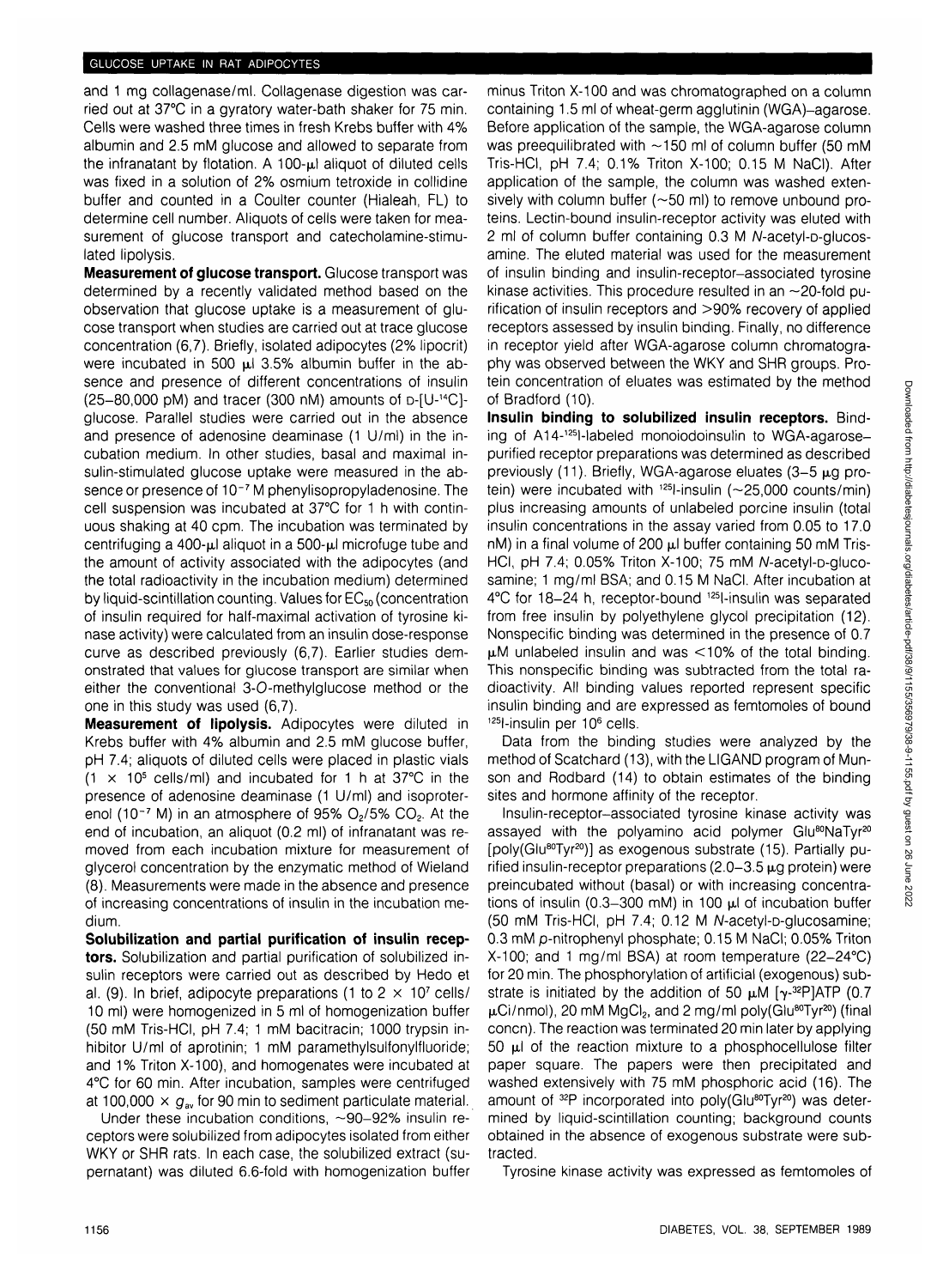and 1 mg collagenase/ml. Collagenase digestion was carried out at 37°C in a gyratory water-bath shaker for 75 min. Cells were washed three times in fresh Krebs buffer with 4% albumin and 2.5 mM glucose and allowed to separate from the infranatant by flotation. A 100-μl aliquot of diluted cells was fixed in a solution of 2% osmium tetroxide in collidine buffer and counted in a Coulter counter (Hialeah, FL) to determine cell number. Aliquots of cells were taken for measurement of glucose transport and catecholamine-stimulated lipolysis.

**Measurement of glucose transport.** Glucose transport was determined by a recently validated method based on the observation that glucose uptake is a measurement of glucose transport when studies are carried out at trace glucose concentration (6,7). Briefly, isolated adipocytes (2% lipocrit) were incubated in 500 μl 3.5% albumin buffer in the absence and presence of different concentrations of insulin (25–80,000 pM) and tracer (300 nM) amounts of D-[U-$^{14}$C]-glucose. Parallel studies were carried out in the absence and presence of adenosine deaminase (1 U/ml) in the incubation medium. In other studies, basal and maximal insulin-stimulated glucose uptake were measured in the absence or presence of $10^{-7}$ M phenylisopropyladenosine. The cell suspension was incubated at 37°C for 1 h with continuous shaking at 40 cpm. The incubation was terminated by centrifuging a 400-μl aliquot in a 500-μl microfuge tube and the amount of activity associated with the adipocytes (and the total radioactivity in the incubation medium) determined by liquid-scintillation counting. Values for $EC_{50}$ (concentration of insulin required for half-maximal activation of tyrosine kinase activity) were calculated from an insulin dose-response curve as described previously (6,7). Earlier studies demonstrated that values for glucose transport are similar when either the conventional 3-*O*-methylglucose method or the one in this study was used (6,7).

**Measurement of lipolysis.** Adipocytes were diluted in Krebs buffer with 4% albumin and 2.5 mM glucose buffer, pH 7.4; aliquots of diluted cells were placed in plastic vials ($1 \times 10^5$ cells/ml) and incubated for 1 h at 37°C in the presence of adenosine deaminase (1 U/ml) and isoproterenol ($10^{-7}$ M) in an atmosphere of 95% $O_2$/5% $CO_2$. At the end of incubation, an aliquot (0.2 ml) of infranatant was removed from each incubation mixture for measurement of glycerol concentration by the enzymatic method of Wieland (8). Measurements were made in the absence and presence of increasing concentrations of insulin in the incubation medium.

**Solubilization and partial purification of insulin receptors.** Solubilization and partial purification of solubilized insulin receptors were carried out as described by Hedo et al. (9). In brief, adipocyte preparations (1 to $2 \times 10^7$ cells/10 ml) were homogenized in 5 ml of homogenization buffer (50 mM Tris-HCl, pH 7.4; 1 mM bacitracin; 1000 trypsin inhibitor U/ml of aprotinin; 1 mM paramethylsulfonylfluoride; and 1% Triton X-100), and homogenates were incubated at 4°C for 60 min. After incubation, samples were centrifuged at $100{,}000 \times g_{av}$ for 90 min to sediment particulate material.

Under these incubation conditions, ~90–92% insulin receptors were solubilized from adipocytes isolated from either WKY or SHR rats. In each case, the solubilized extract (supernatant) was diluted 6.6-fold with homogenization buffer minus Triton X-100 and was chromatographed on a column containing 1.5 ml of wheat-germ agglutinin (WGA)–agarose. Before application of the sample, the WGA-agarose column was preequilibrated with ~150 ml of column buffer (50 mM Tris-HCl, pH 7.4; 0.1% Triton X-100; 0.15 M NaCl). After application of the sample, the column was washed extensively with column buffer (~50 ml) to remove unbound proteins. Lectin-bound insulin-receptor activity was eluted with 2 ml of column buffer containing 0.3 M *N*-acetyl-D-glucosamine. The eluted material was used for the measurement of insulin binding and insulin-receptor–associated tyrosine kinase activities. This procedure resulted in an ~20-fold purification of insulin receptors and >90% recovery of applied receptors assessed by insulin binding. Finally, no difference in receptor yield after WGA-agarose column chromatography was observed between the WKY and SHR groups. Protein concentration of eluates was estimated by the method of Bradford (10).

**Insulin binding to solubilized insulin receptors.** Binding of A14-$^{125}$I-labeled monoiodoinsulin to WGA-agarose–purified receptor preparations was determined as described previously (11). Briefly, WGA-agarose eluates (3–5 μg protein) were incubated with $^{125}$I-insulin (~25,000 counts/min) plus increasing amounts of unlabeled porcine insulin (total insulin concentrations in the assay varied from 0.05 to 17.0 nM) in a final volume of 200 μl buffer containing 50 mM Tris-HCl, pH 7.4; 0.05% Triton X-100; 75 mM *N*-acetyl-D-glucosamine; 1 mg/ml BSA; and 0.15 M NaCl. After incubation at 4°C for 18–24 h, receptor-bound $^{125}$I-insulin was separated from free insulin by polyethylene glycol precipitation (12). Nonspecific binding was determined in the presence of 0.7 μM unlabeled insulin and was <10% of the total binding. This nonspecific binding was subtracted from the total radioactivity. All binding values reported represent specific insulin binding and are expressed as femtomoles of bound $^{125}$I-insulin per $10^6$ cells.

Data from the binding studies were analyzed by the method of Scatchard (13), with the LIGAND program of Munson and Rodbard (14) to obtain estimates of the binding sites and hormone affinity of the receptor.

Insulin-receptor–associated tyrosine kinase activity was assayed with the polyamino acid polymer Glu$^{80}$NaTyr$^{20}$ [poly(Glu$^{80}$Tyr$^{20}$)] as exogenous substrate (15). Partially purified insulin-receptor preparations (2.0–3.5 μg protein) were preincubated without (basal) or with increasing concentrations of insulin (0.3–300 mM) in 100 μl of incubation buffer (50 mM Tris-HCl, pH 7.4; 0.12 M *N*-acetyl-D-glucosamine; 0.3 mM *p*-nitrophenyl phosphate; 0.15 M NaCl; 0.05% Triton X-100; and 1 mg/ml BSA) at room temperature (22–24°C) for 20 min. The phosphorylation of artificial (exogenous) substrate is initiated by the addition of 50 μM [γ-$^{32}$P]ATP (0.7 μCi/nmol), 20 mM $MgCl_2$, and 2 mg/ml poly(Glu$^{80}$Tyr$^{20}$) (final concn). The reaction was terminated 20 min later by applying 50 μl of the reaction mixture to a phosphocellulose filter paper square. The papers were then precipitated and washed extensively with 75 mM phosphoric acid (16). The amount of $^{32}$P incorporated into poly(Glu$^{80}$Tyr$^{20}$) was determined by liquid-scintillation counting; background counts obtained in the absence of exogenous substrate were subtracted.

Tyrosine kinase activity was expressed as femtomoles of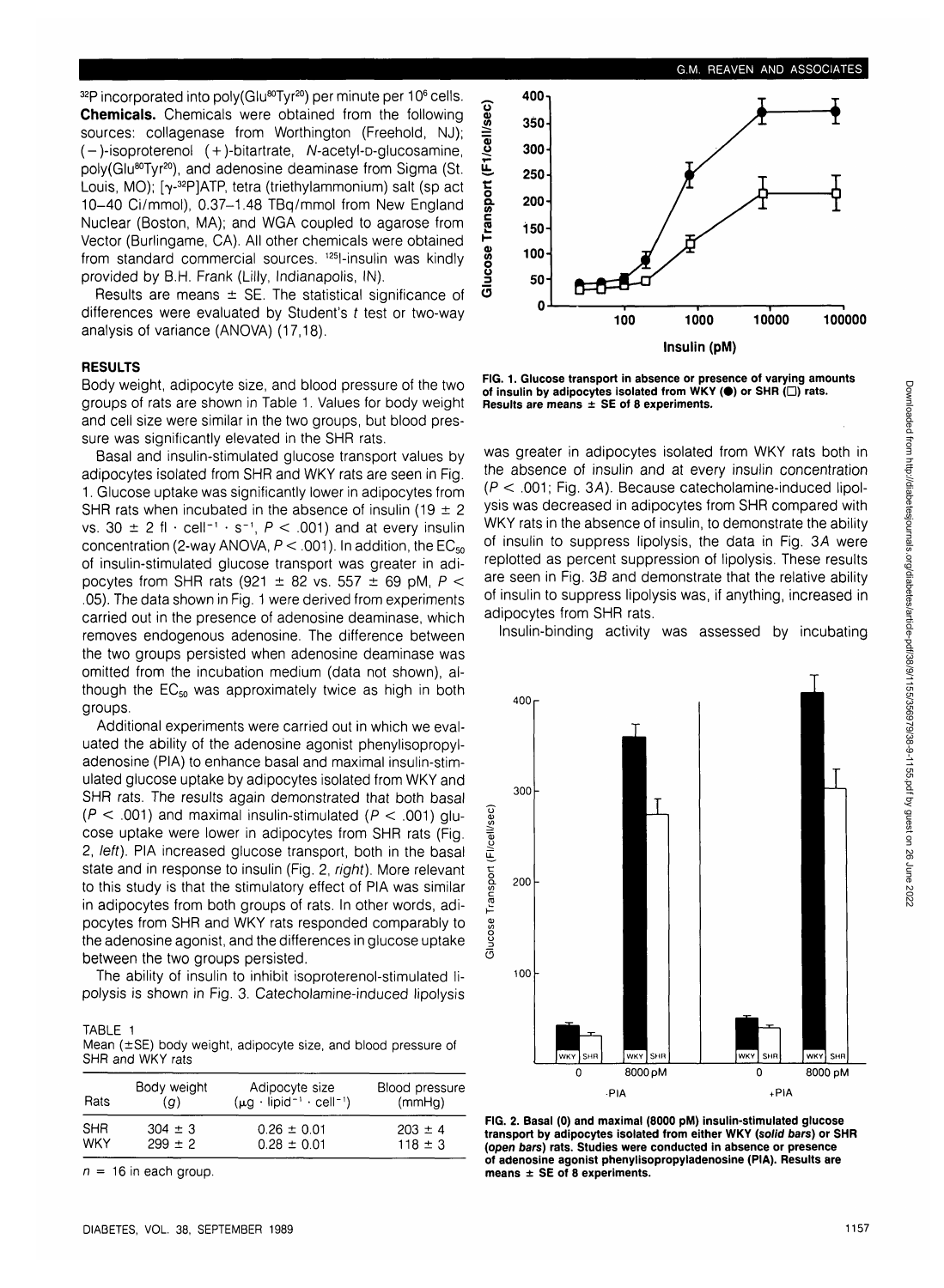$^{32}P$ incorporated into poly($Glu^{80}Tyr^{20}$) per minute per $10^6$ cells.

**Chemicals.** Chemicals were obtained from the following sources: collagenase from Worthington (Freehold, NJ); (−)-isoproterenol (+)-bitartrate, *N*-acetyl-D-glucosamine, poly($Glu^{80}Tyr^{20}$), and adenosine deaminase from Sigma (St. Louis, MO); [γ-$^{32}P$]ATP, tetra (triethylammonium) salt (sp act 10–40 Ci/mmol), 0.37–1.48 TBq/mmol from New England Nuclear (Boston, MA); and WGA coupled to agarose from Vector (Burlingame, CA). All other chemicals were obtained from standard commercial sources. $^{125}I$-insulin was kindly provided by B.H. Frank (Lilly, Indianapolis, IN).

Results are means ± SE. The statistical significance of differences were evaluated by Student's *t* test or two-way analysis of variance (ANOVA) (17,18).

## RESULTS

Body weight, adipocyte size, and blood pressure of the two groups of rats are shown in Table 1. Values for body weight and cell size were similar in the two groups, but blood pressure was significantly elevated in the SHR rats.

Basal and insulin-stimulated glucose transport values by adipocytes isolated from SHR and WKY rats are seen in Fig. 1. Glucose uptake was significantly lower in adipocytes from SHR rats when incubated in the absence of insulin (19 ± 2 vs. 30 ± 2 fl · $cell^{-1}$ · $s^{-1}$, $P < .001$) and at every insulin concentration (2-way ANOVA, $P < .001$). In addition, the $EC_{50}$ of insulin-stimulated glucose transport was greater in adipocytes from SHR rats (921 ± 82 vs. 557 ± 69 pM, $P < .05$). The data shown in Fig. 1 were derived from experiments carried out in the presence of adenosine deaminase, which removes endogenous adenosine. The difference between the two groups persisted when adenosine deaminase was omitted from the incubation medium (data not shown), although the $EC_{50}$ was approximately twice as high in both groups.

Additional experiments were carried out in which we evaluated the ability of the adenosine agonist phenylisopropyladenosine (PIA) to enhance basal and maximal insulin-stimulated glucose uptake by adipocytes isolated from WKY and SHR rats. The results again demonstrated that both basal ($P < .001$) and maximal insulin-stimulated ($P < .001$) glucose uptake were lower in adipocytes from SHR rats (Fig. 2, *left*). PIA increased glucose transport, both in the basal state and in response to insulin (Fig. 2, *right*). More relevant to this study is that the stimulatory effect of PIA was similar in adipocytes from both groups of rats. In other words, adipocytes from SHR and WKY rats responded comparably to the adenosine agonist, and the differences in glucose uptake between the two groups persisted.

The ability of insulin to inhibit isoproterenol-stimulated lipolysis is shown in Fig. 3. Catecholamine-induced lipolysis

TABLE 1
Mean (±SE) body weight, adipocyte size, and blood pressure of SHR and WKY rats

| Rats | Body weight (g) | Adipocyte size (μg · $lipid^{-1}$ · $cell^{-1}$) | Blood pressure (mmHg) |
|---|---|---|---|
| SHR | 304 ± 3 | 0.26 ± 0.01 | 203 ± 4 |
| WKY | 299 ± 2 | 0.28 ± 0.01 | 118 ± 3 |

*n* = 16 in each group.

Glucose Transport (Fl/cell/sec)
400
350
300
250
200
150
100
50
0
100
1000
10000
100000
Insulin (pM)

**FIG. 1. Glucose transport in absence or presence of varying amounts of insulin by adipocytes isolated from WKY (●) or SHR (□) rats. Results are means ± SE of 8 experiments.**

was greater in adipocytes isolated from WKY rats both in the absence of insulin and at every insulin concentration ($P < .001$; Fig. 3*A*). Because catecholamine-induced lipolysis was decreased in adipocytes from SHR compared with WKY rats in the absence of insulin, to demonstrate the ability of insulin to suppress lipolysis, the data in Fig. 3*A* were replotted as percent suppression of lipolysis. These results are seen in Fig. 3*B* and demonstrate that the relative ability of insulin to suppress lipolysis was, if anything, increased in adipocytes from SHR rats.

Insulin-binding activity was assessed by incubating

Glucose Transport (Fl/cell/sec)
400
300
200
100
WKY SHR
WKY SHR
WKY SHR
WKY SHR
0
8000 pM
0
8000 pM
-PIA
+PIA

**FIG. 2. Basal (0) and maximal (8000 pM) insulin-stimulated glucose transport by adipocytes isolated from either WKY (*solid bars*) or SHR (*open bars*) rats. Studies were conducted in absence or presence of adenosine agonist phenylisopropyladenosine (PIA). Results are means ± SE of 8 experiments.**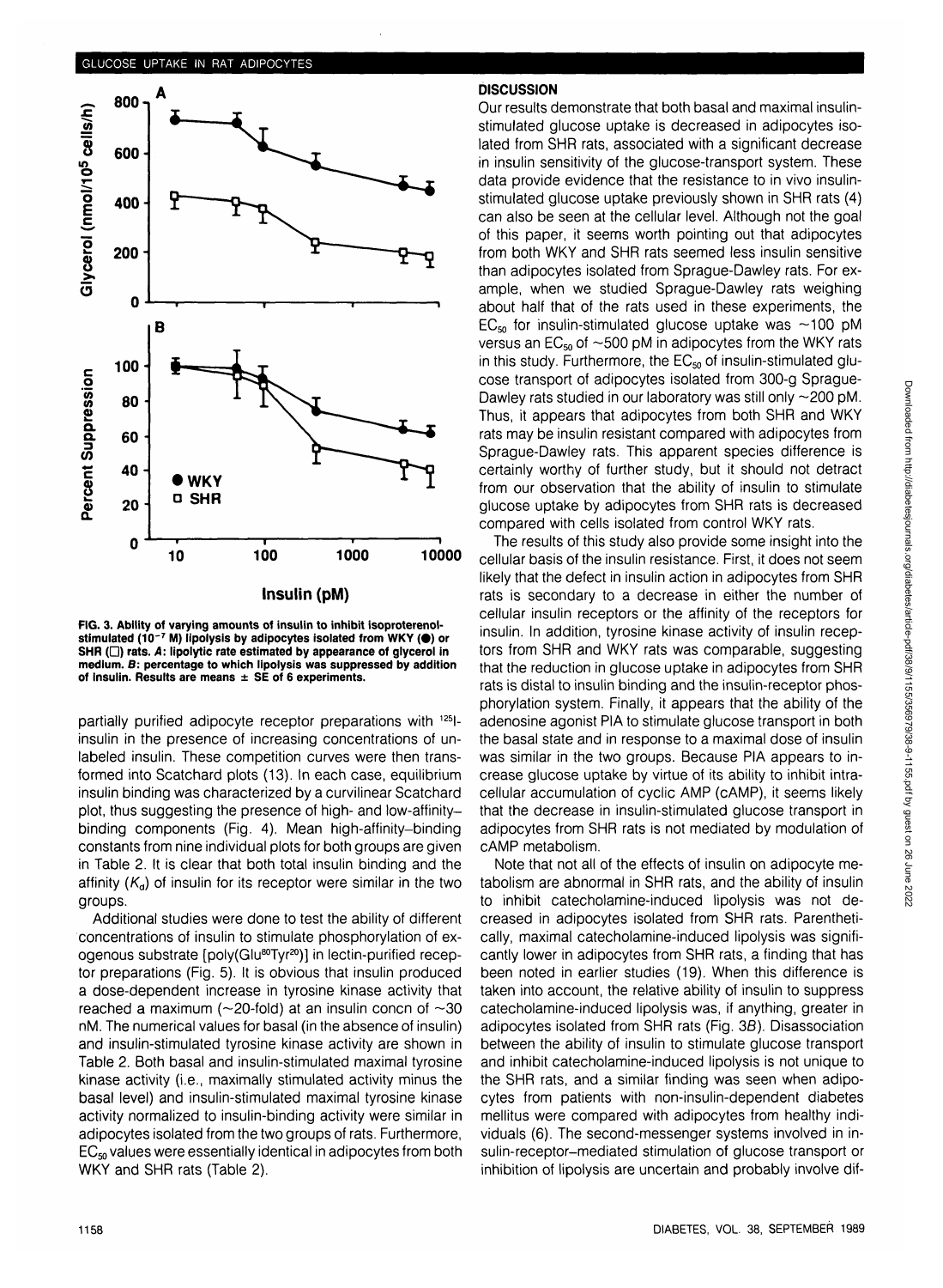A

800

600

400

200

0

Glycerol (nmol/$10^5$ cells/h)

B

100

80

60

40

20

0

Percent Suppression

● WKY

□ SHR

10

100

1000

10000

Insulin (pM)

**FIG. 3. Ability of varying amounts of insulin to inhibit isoproterenol-stimulated ($10^{-7}$ M) lipolysis by adipocytes isolated from WKY (●) or SHR (□) rats. *A*: lipolytic rate estimated by appearance of glycerol in medium. *B*: percentage to which lipolysis was suppressed by addition of insulin. Results are means ± SE of 6 experiments.**

partially purified adipocyte receptor preparations with $^{125}$I-insulin in the presence of increasing concentrations of unlabeled insulin. These competition curves were then transformed into Scatchard plots (13). In each case, equilibrium insulin binding was characterized by a curvilinear Scatchard plot, thus suggesting the presence of high- and low-affinity–binding components (Fig. 4). Mean high-affinity–binding constants from nine individual plots for both groups are given in Table 2. It is clear that both total insulin binding and the affinity ($K_d$) of insulin for its receptor were similar in the two groups.

Additional studies were done to test the ability of different concentrations of insulin to stimulate phosphorylation of exogenous substrate [poly($Glu^{80}Tyr^{20}$)] in lectin-purified receptor preparations (Fig. 5). It is obvious that insulin produced a dose-dependent increase in tyrosine kinase activity that reached a maximum (~20-fold) at an insulin concn of ~30 nM. The numerical values for basal (in the absence of insulin) and insulin-stimulated tyrosine kinase activity are shown in Table 2. Both basal and insulin-stimulated maximal tyrosine kinase activity (i.e., maximally stimulated activity minus the basal level) and insulin-stimulated maximal tyrosine kinase activity normalized to insulin-binding activity were similar in adipocytes isolated from the two groups of rats. Furthermore, $EC_{50}$ values were essentially identical in adipocytes from both WKY and SHR rats (Table 2).

## DISCUSSION

Our results demonstrate that both basal and maximal insulin-stimulated glucose uptake is decreased in adipocytes isolated from SHR rats, associated with a significant decrease in insulin sensitivity of the glucose-transport system. These data provide evidence that the resistance to in vivo insulin-stimulated glucose uptake previously shown in SHR rats (4) can also be seen at the cellular level. Although not the goal of this paper, it seems worth pointing out that adipocytes from both WKY and SHR rats seemed less insulin sensitive than adipocytes isolated from Sprague-Dawley rats. For example, when we studied Sprague-Dawley rats weighing about half that of the rats used in these experiments, the $EC_{50}$ for insulin-stimulated glucose uptake was ~100 pM versus an $EC_{50}$ of ~500 pM in adipocytes from the WKY rats in this study. Furthermore, the $EC_{50}$ of insulin-stimulated glucose transport of adipocytes isolated from 300-g Sprague-Dawley rats studied in our laboratory was still only ~200 pM. Thus, it appears that adipocytes from both SHR and WKY rats may be insulin resistant compared with adipocytes from Sprague-Dawley rats. This apparent species difference is certainly worthy of further study, but it should not detract from our observation that the ability of insulin to stimulate glucose uptake by adipocytes from SHR rats is decreased compared with cells isolated from control WKY rats.

The results of this study also provide some insight into the cellular basis of the insulin resistance. First, it does not seem likely that the defect in insulin action in adipocytes from SHR rats is secondary to a decrease in either the number of cellular insulin receptors or the affinity of the receptors for insulin. In addition, tyrosine kinase activity of insulin receptors from SHR and WKY rats was comparable, suggesting that the reduction in glucose uptake in adipocytes from SHR rats is distal to insulin binding and the insulin-receptor phosphorylation system. Finally, it appears that the ability of the adenosine agonist PIA to stimulate glucose transport in both the basal state and in response to a maximal dose of insulin was similar in the two groups. Because PIA appears to increase glucose uptake by virtue of its ability to inhibit intracellular accumulation of cyclic AMP (cAMP), it seems likely that the decrease in insulin-stimulated glucose transport in adipocytes from SHR rats is not mediated by modulation of cAMP metabolism.

Note that not all of the effects of insulin on adipocyte metabolism are abnormal in SHR rats, and the ability of insulin to inhibit catecholamine-induced lipolysis was not decreased in adipocytes isolated from SHR rats. Parenthetically, maximal catecholamine-induced lipolysis was significantly lower in adipocytes from SHR rats, a finding that has been noted in earlier studies (19). When this difference is taken into account, the relative ability of insulin to suppress catecholamine-induced lipolysis was, if anything, greater in adipocytes isolated from SHR rats (Fig. 3*B*). Disassociation between the ability of insulin to stimulate glucose transport and inhibit catecholamine-induced lipolysis is not unique to the SHR rats, and a similar finding was seen when adipocytes from patients with non-insulin-dependent diabetes mellitus were compared with adipocytes from healthy individuals (6). The second-messenger systems involved in insulin-receptor–mediated stimulation of glucose transport or inhibition of lipolysis are uncertain and probably involve dif-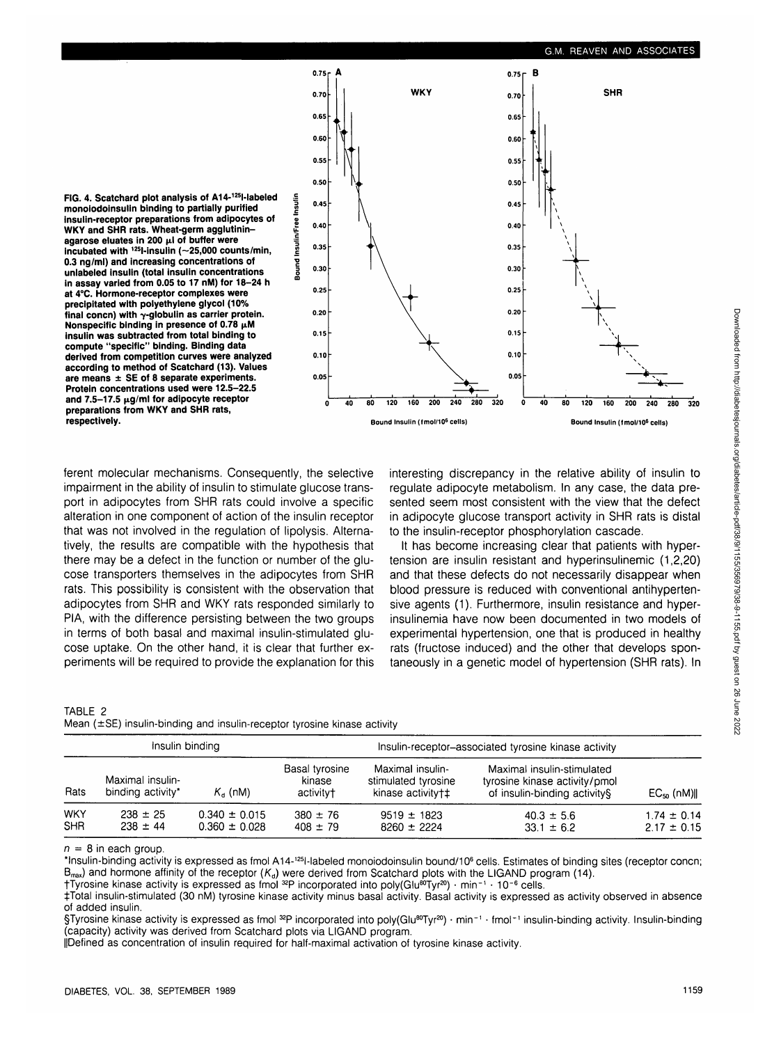FIG. 4. Scatchard plot analysis of A14-$^{125}$I-labeled monoiodoinsulin binding to partially purified insulin-receptor preparations from adipocytes of WKY and SHR rats. Wheat-germ agglutinin–agarose eluates in 200 μl of buffer were incubated with $^{125}$I-insulin (~25,000 counts/min, 0.3 ng/ml) and increasing concentrations of unlabeled insulin (total insulin concentrations in assay varied from 0.05 to 17 nM) for 18–24 h at 4°C. Hormone-receptor complexes were precipitated with polyethylene glycol (10% final concn) with γ-globulin as carrier protein. Nonspecific binding in presence of 0.78 μM insulin was subtracted from total binding to compute "specific" binding. Binding data derived from competition curves were analyzed according to method of Scatchard (13). Values are means ± SE of 8 separate experiments. Protein concentrations used were 12.5–22.5 and 7.5–17.5 μg/ml for adipocyte receptor preparations from WKY and SHR rats, respectively.

A
WKY
B
SHR
Bound Insulin/Free Insulin
0.75 0.70 0.65 0.60 0.55 0.50 0.45 0.40 0.35 0.30 0.25 0.20 0.15 0.10 0.05
0 40 80 120 160 200 240 280 320
Bound Insulin (fmol/10$^6$ cells)

ferent molecular mechanisms. Consequently, the selective impairment in the ability of insulin to stimulate glucose transport in adipocytes from SHR rats could involve a specific alteration in one component of action of the insulin receptor that was not involved in the regulation of lipolysis. Alternatively, the results are compatible with the hypothesis that there may be a defect in the function or number of the glucose transporters themselves in the adipocytes from SHR rats. This possibility is consistent with the observation that adipocytes from SHR and WKY rats responded similarly to PIA, with the difference persisting between the two groups in terms of both basal and maximal insulin-stimulated glucose uptake. On the other hand, it is clear that further experiments will be required to provide the explanation for this interesting discrepancy in the relative ability of insulin to regulate adipocyte metabolism. In any case, the data presented seem most consistent with the view that the defect in adipocyte glucose transport activity in SHR rats is distal to the insulin-receptor phosphorylation cascade.

It has become increasing clear that patients with hypertension are insulin resistant and hyperinsulinemic (1,2,20) and that these defects do not necessarily disappear when blood pressure is reduced with conventional antihypertensive agents (1). Furthermore, insulin resistance and hyperinsulinemia have now been documented in two models of experimental hypertension, one that is produced in healthy rats (fructose induced) and the other that develops spontaneously in a genetic model of hypertension (SHR rats). In

TABLE 2
Mean (±SE) insulin-binding and insulin-receptor tyrosine kinase activity

| | Insulin binding | | Insulin-receptor–associated tyrosine kinase activity | | | |
|---|---|---|---|---|---|---|
| Rats | Maximal insulin-binding activity* | $K_d$ (nM) | Basal tyrosine kinase activity† | Maximal insulin-stimulated tyrosine kinase activity†‡ | Maximal insulin-stimulated tyrosine kinase activity/pmol of insulin-binding activity§ | $EC_{50}$ (nM)‖ |
| WKY | 238 ± 25 | 0.340 ± 0.015 | 380 ± 76 | 9519 ± 1823 | 40.3 ± 5.6 | 1.74 ± 0.14 |
| SHR | 238 ± 44 | 0.360 ± 0.028 | 408 ± 79 | 8260 ± 2224 | 33.1 ± 6.2 | 2.17 ± 0.15 |

$n$ = 8 in each group.

*Insulin-binding activity is expressed as fmol A14-$^{125}$I-labeled monoiodoinsulin bound/10$^6$ cells. Estimates of binding sites (receptor concn; $B_{max}$) and hormone affinity of the receptor ($K_d$) were derived from Scatchard plots with the LIGAND program (14).

†Tyrosine kinase activity is expressed as fmol $^{32}$P incorporated into poly(Glu$^{80}$Tyr$^{20}$) · min$^{-1}$ · 10$^{-6}$ cells.

‡Total insulin-stimulated (30 nM) tyrosine kinase activity minus basal activity. Basal activity is expressed as activity observed in absence of added insulin.

§Tyrosine kinase activity is expressed as fmol $^{32}$P incorporated into poly(Glu$^{80}$Tyr$^{20}$) · min$^{-1}$ · fmol$^{-1}$ insulin-binding activity. Insulin-binding (capacity) activity was derived from Scatchard plots via LIGAND program.

‖Defined as concentration of insulin required for half-maximal activation of tyrosine kinase activity.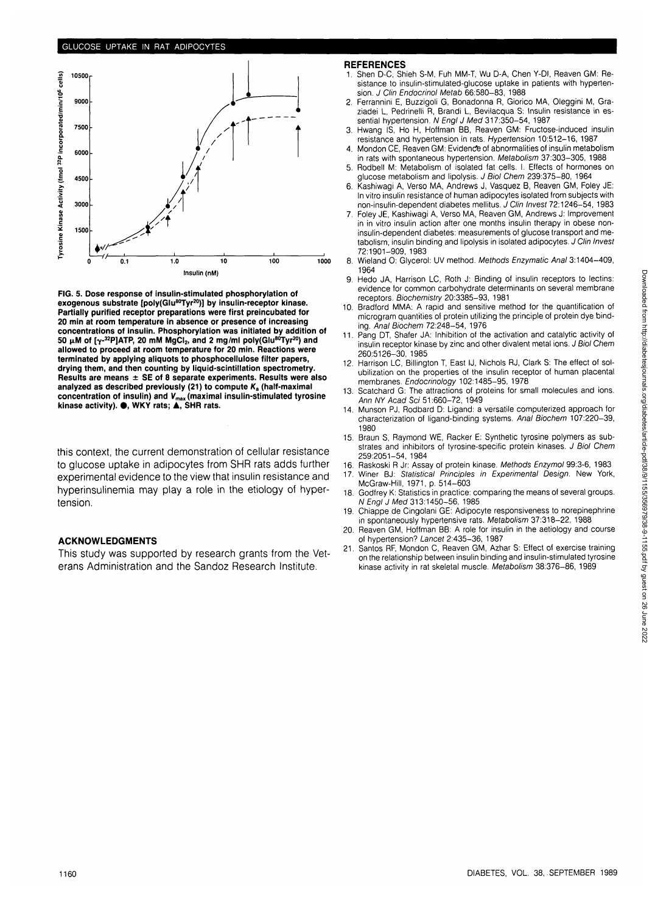Tyrosine Kinase Activity (fmol ³²P incorporated/min/10⁶ cells)

10500
9000
7500
6000
4500
3000
1500

0
0.1
1.0
10
100
1000

Insulin (nM)

**FIG. 5. Dose response of insulin-stimulated phosphorylation of exogenous substrate [poly(Glu$^{80}$Tyr$^{20}$)] by insulin-receptor kinase. Partially purified receptor preparations were first preincubated for 20 min at room temperature in absence or presence of increasing concentrations of insulin. Phosphorylation was initiated by addition of 50 μM of [γ-$^{32}$P]ATP, 20 mM $MgCl_2$, and 2 mg/ml poly(Glu$^{80}$Tyr$^{20}$) and allowed to proceed at room temperature for 20 min. Reactions were terminated by applying aliquots to phosphocellulose filter papers, drying them, and then counting by liquid-scintillation spectrometry. Results are means ± SE of 8 separate experiments. Results were also analyzed as described previously (21) to compute $K_a$ (half-maximal concentration of insulin) and $V_{max}$ (maximal insulin-stimulated tyrosine kinase activity). ●, WKY rats; ▲, SHR rats.**

this context, the current demonstration of cellular resistance to glucose uptake in adipocytes from SHR rats adds further experimental evidence to the view that insulin resistance and hyperinsulinemia may play a role in the etiology of hypertension.

## ACKNOWLEDGMENTS

This study was supported by research grants from the Veterans Administration and the Sandoz Research Institute.

## REFERENCES

1. Shen D-C, Shieh S-M, Fuh MM-T, Wu D-A, Chen Y-DI, Reaven GM: Resistance to insulin-stimulated-glucose uptake in patients with hypertension. *J Clin Endocrinol Metab* 66:580–83, 1988
2. Ferrannini E, Buzzigoli G, Bonadonna R, Giorico MA, Oleggini M, Graziadei L, Pedrinelli R, Brandi L, Bevilacqua S: Insulin resistance in essential hypertension. *N Engl J Med* 317:350–54, 1987
3. Hwang IS, Ho H, Hoffman BB, Reaven GM: Fructose-induced insulin resistance and hypertension in rats. *Hypertension* 10:512–16, 1987
4. Mondon CE, Reaven GM: Evidence of abnormalities of insulin metabolism in rats with spontaneous hypertension. *Metabolism* 37:303–305, 1988
5. Rodbell M: Metabolism of isolated fat cells. I. Effects of hormones on glucose metabolism and lipolysis. *J Biol Chem* 239:375–80, 1964
6. Kashiwagi A, Verso MA, Andrews J, Vasquez B, Reaven GM, Foley JE: In vitro insulin resistance of human adipocytes isolated from subjects with non-insulin-dependent diabetes mellitus. *J Clin Invest* 72:1246–54, 1983
7. Foley JE, Kashiwagi A, Verso MA, Reaven GM, Andrews J: Improvement in in vitro insulin action after one months insulin therapy in obese non-insulin-dependent diabetes: measurements of glucose transport and metabolism, insulin binding and lipolysis in isolated adipocytes. *J Clin Invest* 72:1901–909, 1983
8. Wieland O: Glycerol: UV method. *Methods Enzymatic Anal* 3:1404–409, 1964
9. Hedo JA, Harrison LC, Roth J: Binding of insulin receptors to lectins: evidence for common carbohydrate determinants on several membrane receptors. *Biochemistry* 20:3385–93, 1981
10. Bradford MMA: A rapid and sensitive method for the quantification of microgram quantities of protein utilizing the principle of protein dye binding. *Anal Biochem* 72:248–54, 1976
11. Pang DT, Shafer JA: Inhibition of the activation and catalytic activity of insulin receptor kinase by zinc and other divalent metal ions. *J Biol Chem* 260:5126–30, 1985
12. Harrison LC, Billington T, East IJ, Nichols RJ, Clark S: The effect of solubilization on the properties of the insulin receptor of human placental membranes. *Endocrinology* 102:1485–95, 1978
13. Scatchard G: The attractions of proteins for small molecules and ions. *Ann NY Acad Sci* 51:660–72, 1949
14. Munson PJ, Rodbard D: Ligand: a versatile computerized approach for characterization of ligand-binding systems. *Anal Biochem* 107:220–39, 1980
15. Braun S, Raymond WE, Racker E: Synthetic tyrosine polymers as substrates and inhibitors of tyrosine-specific protein kinases. *J Biol Chem* 259:2051–54, 1984
16. Raskoski R Jr: Assay of protein kinase. *Methods Enzymol* 99:3-6, 1983
17. Winer BJ: *Statistical Principles in Experimental Design*. New York, McGraw-Hill, 1971, p. 514–603
18. Godfrey K: Statistics in practice: comparing the means of several groups. *N Engl J Med* 313:1450–56, 1985
19. Chiappe de Cingolani GE: Adipocyte responsiveness to norepinephrine in spontaneously hypertensive rats. *Metabolism* 37:318–22, 1988
20. Reaven GM, Hoffman BB: A role for insulin in the aetiology and course of hypertension? *Lancet* 2:435–36, 1987
21. Santos RF, Mondon C, Reaven GM, Azhar S: Effect of exercise training on the relationship between insulin binding and insulin-stimulated tyrosine kinase activity in rat skeletal muscle. *Metabolism* 38:376–86, 1989